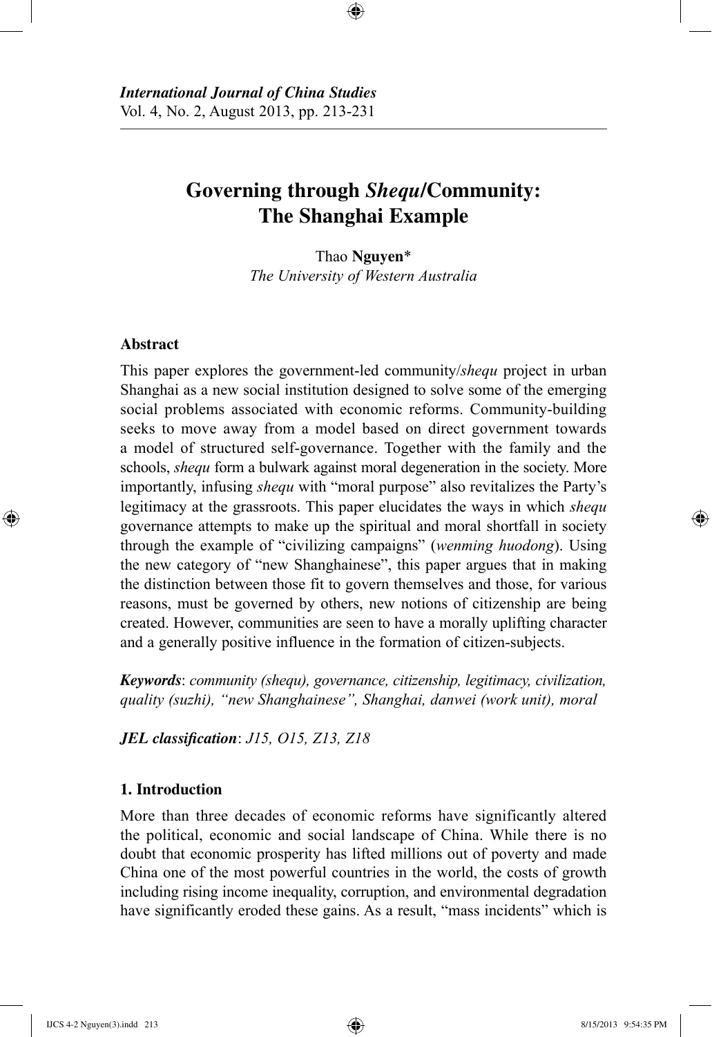*International Journal of China Studies*
Vol. 4, No. 2, August 2013, pp. 213-231

# Governing through *Shequ*/Community: The Shanghai Example

Thao **Nguyen***
*The University of Western Australia*

### Abstract

This paper explores the government-led community/*shequ* project in urban Shanghai as a new social institution designed to solve some of the emerging social problems associated with economic reforms. Community-building seeks to move away from a model based on direct government towards a model of structured self-governance. Together with the family and the schools, *shequ* form a bulwark against moral degeneration in the society. More importantly, infusing *shequ* with "moral purpose" also revitalizes the Party's legitimacy at the grassroots. This paper elucidates the ways in which *shequ* governance attempts to make up the spiritual and moral shortfall in society through the example of "civilizing campaigns" (*wenming huodong*). Using the new category of "new Shanghainese", this paper argues that in making the distinction between those fit to govern themselves and those, for various reasons, must be governed by others, new notions of citizenship are being created. However, communities are seen to have a morally uplifting character and a generally positive influence in the formation of citizen-subjects.

***Keywords***: *community (shequ), governance, citizenship, legitimacy, civilization, quality (suzhi), "new Shanghainese", Shanghai, danwei (work unit), moral*

***JEL classification***: *J15, O15, Z13, Z18*

### 1. Introduction

More than three decades of economic reforms have significantly altered the political, economic and social landscape of China. While there is no doubt that economic prosperity has lifted millions out of poverty and made China one of the most powerful countries in the world, the costs of growth including rising income inequality, corruption, and environmental degradation have significantly eroded these gains. As a result, "mass incidents" which is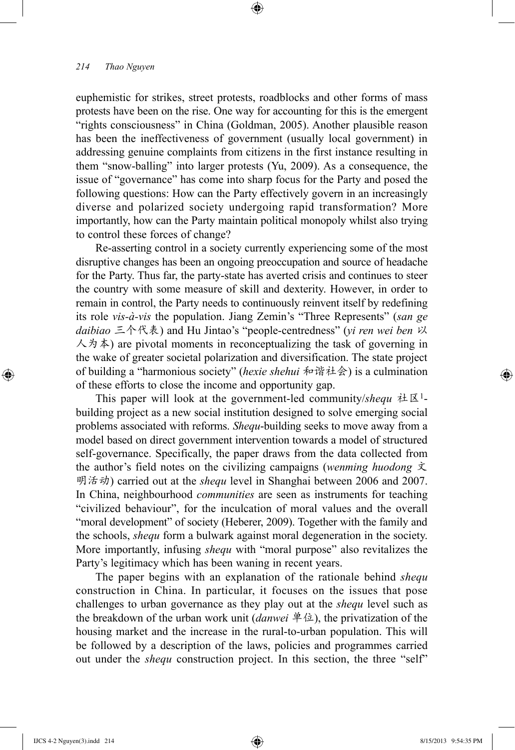euphemistic for strikes, street protests, roadblocks and other forms of mass protests have been on the rise. One way for accounting for this is the emergent "rights consciousness" in China (Goldman, 2005). Another plausible reason has been the ineffectiveness of government (usually local government) in addressing genuine complaints from citizens in the first instance resulting in them "snow-balling" into larger protests (Yu, 2009). As a consequence, the issue of "governance" has come into sharp focus for the Party and posed the following questions: How can the Party effectively govern in an increasingly diverse and polarized society undergoing rapid transformation? More importantly, how can the Party maintain political monopoly whilst also trying to control these forces of change?

Re-asserting control in a society currently experiencing some of the most disruptive changes has been an ongoing preoccupation and source of headache for the Party. Thus far, the party-state has averted crisis and continues to steer the country with some measure of skill and dexterity. However, in order to remain in control, the Party needs to continuously reinvent itself by redefining its role *vis-à-vis* the population. Jiang Zemin's "Three Represents" (*san ge daibiao* 三个代表) and Hu Jintao's "people-centredness" (*yi ren wei ben* 以人为本) are pivotal moments in reconceptualizing the task of governing in the wake of greater societal polarization and diversification. The state project of building a "harmonious society" (*hexie shehui* 和谐社会) is a culmination of these efforts to close the income and opportunity gap.

This paper will look at the government-led community/*shequ* 社区[1]-building project as a new social institution designed to solve emerging social problems associated with reforms. *Shequ*-building seeks to move away from a model based on direct government intervention towards a model of structured self-governance. Specifically, the paper draws from the data collected from the author's field notes on the civilizing campaigns (*wenming huodong* 文明活动) carried out at the *shequ* level in Shanghai between 2006 and 2007. In China, neighbourhood *communities* are seen as instruments for teaching "civilized behaviour", for the inculcation of moral values and the overall "moral development" of society (Heberer, 2009). Together with the family and the schools, *shequ* form a bulwark against moral degeneration in the society. More importantly, infusing *shequ* with "moral purpose" also revitalizes the Party's legitimacy which has been waning in recent years.

The paper begins with an explanation of the rationale behind *shequ* construction in China. In particular, it focuses on the issues that pose challenges to urban governance as they play out at the *shequ* level such as the breakdown of the urban work unit (*danwei* 单位), the privatization of the housing market and the increase in the rural-to-urban population. This will be followed by a description of the laws, policies and programmes carried out under the *shequ* construction project. In this section, the three "self"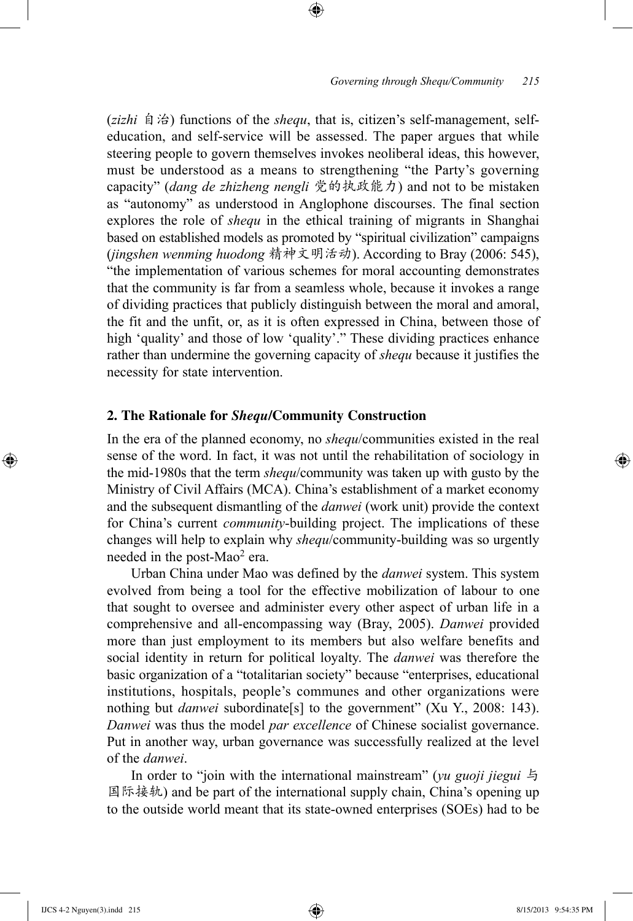(*zizhi* 自治) functions of the *shequ*, that is, citizen's self-management, self-education, and self-service will be assessed. The paper argues that while steering people to govern themselves invokes neoliberal ideas, this however, must be understood as a means to strengthening "the Party's governing capacity" (*dang de zhizheng nengli* 党的执政能力) and not to be mistaken as "autonomy" as understood in Anglophone discourses. The final section explores the role of *shequ* in the ethical training of migrants in Shanghai based on established models as promoted by "spiritual civilization" campaigns (*jingshen wenming huodong* 精神文明活动). According to Bray (2006: 545), "the implementation of various schemes for moral accounting demonstrates that the community is far from a seamless whole, because it invokes a range of dividing practices that publicly distinguish between the moral and amoral, the fit and the unfit, or, as it is often expressed in China, between those of high 'quality' and those of low 'quality'." These dividing practices enhance rather than undermine the governing capacity of *shequ* because it justifies the necessity for state intervention.

## 2. The Rationale for *Shequ*/Community Construction

In the era of the planned economy, no *shequ*/communities existed in the real sense of the word. In fact, it was not until the rehabilitation of sociology in the mid-1980s that the term *shequ*/community was taken up with gusto by the Ministry of Civil Affairs (MCA). China's establishment of a market economy and the subsequent dismantling of the *danwei* (work unit) provide the context for China's current *community*-building project. The implications of these changes will help to explain why *shequ*/community-building was so urgently needed in the post-Mao[2] era.

Urban China under Mao was defined by the *danwei* system. This system evolved from being a tool for the effective mobilization of labour to one that sought to oversee and administer every other aspect of urban life in a comprehensive and all-encompassing way (Bray, 2005). *Danwei* provided more than just employment to its members but also welfare benefits and social identity in return for political loyalty. The *danwei* was therefore the basic organization of a "totalitarian society" because "enterprises, educational institutions, hospitals, people's communes and other organizations were nothing but *danwei* subordinate[s] to the government" (Xu Y., 2008: 143). *Danwei* was thus the model *par excellence* of Chinese socialist governance. Put in another way, urban governance was successfully realized at the level of the *danwei*.

In order to "join with the international mainstream" (*yu guoji jiegui* 与国际接轨) and be part of the international supply chain, China's opening up to the outside world meant that its state-owned enterprises (SOEs) had to be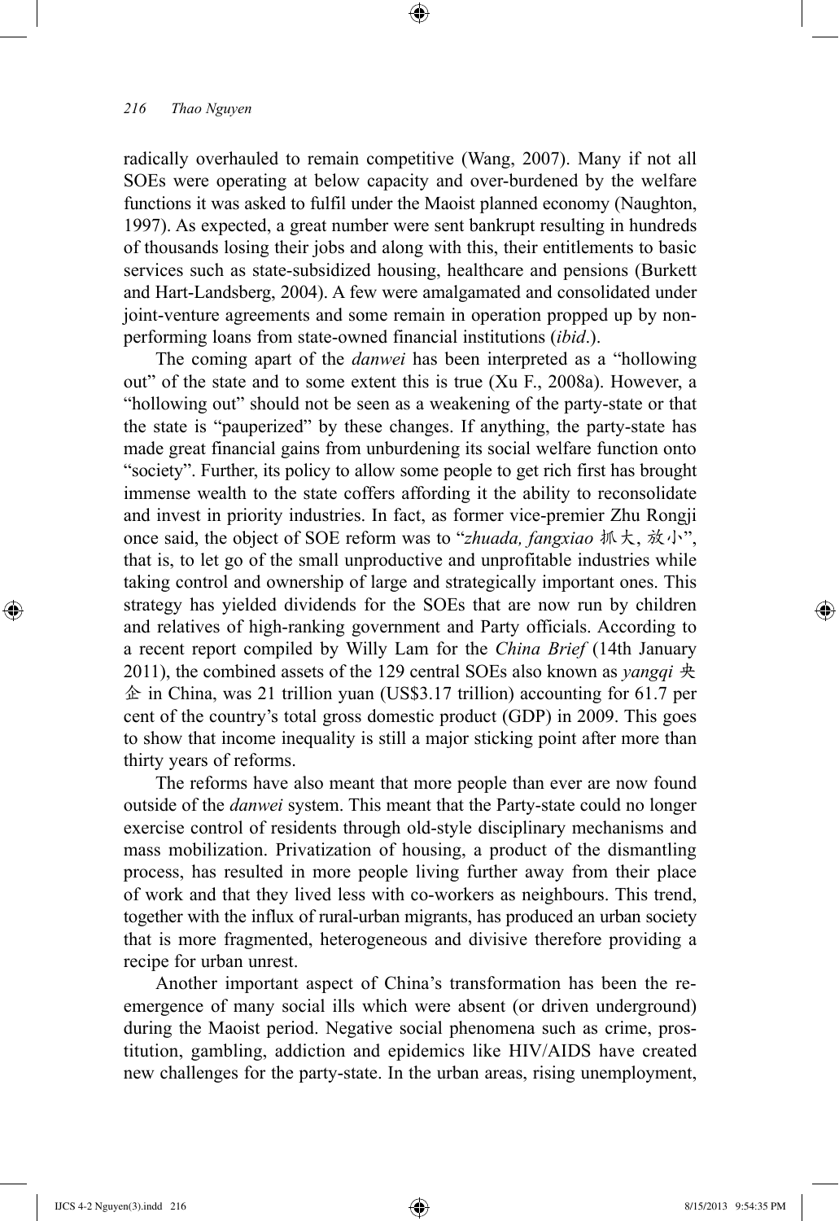radically overhauled to remain competitive (Wang, 2007). Many if not all SOEs were operating at below capacity and over-burdened by the welfare functions it was asked to fulfil under the Maoist planned economy (Naughton, 1997). As expected, a great number were sent bankrupt resulting in hundreds of thousands losing their jobs and along with this, their entitlements to basic services such as state-subsidized housing, healthcare and pensions (Burkett and Hart-Landsberg, 2004). A few were amalgamated and consolidated under joint-venture agreements and some remain in operation propped up by non-performing loans from state-owned financial institutions (*ibid*.).

The coming apart of the *danwei* has been interpreted as a "hollowing out" of the state and to some extent this is true (Xu F., 2008a). However, a "hollowing out" should not be seen as a weakening of the party-state or that the state is "pauperized" by these changes. If anything, the party-state has made great financial gains from unburdening its social welfare function onto "society". Further, its policy to allow some people to get rich first has brought immense wealth to the state coffers affording it the ability to reconsolidate and invest in priority industries. In fact, as former vice-premier Zhu Rongji once said, the object of SOE reform was to "*zhuada, fangxiao* 抓大, 放小", that is, to let go of the small unproductive and unprofitable industries while taking control and ownership of large and strategically important ones. This strategy has yielded dividends for the SOEs that are now run by children and relatives of high-ranking government and Party officials. According to a recent report compiled by Willy Lam for the *China Brief* (14th January 2011), the combined assets of the 129 central SOEs also known as *yangqi* 央企 in China, was 21 trillion yuan (US$3.17 trillion) accounting for 61.7 per cent of the country's total gross domestic product (GDP) in 2009. This goes to show that income inequality is still a major sticking point after more than thirty years of reforms.

The reforms have also meant that more people than ever are now found outside of the *danwei* system. This meant that the Party-state could no longer exercise control of residents through old-style disciplinary mechanisms and mass mobilization. Privatization of housing, a product of the dismantling process, has resulted in more people living further away from their place of work and that they lived less with co-workers as neighbours. This trend, together with the influx of rural-urban migrants, has produced an urban society that is more fragmented, heterogeneous and divisive therefore providing a recipe for urban unrest.

Another important aspect of China's transformation has been the re-emergence of many social ills which were absent (or driven underground) during the Maoist period. Negative social phenomena such as crime, prostitution, gambling, addiction and epidemics like HIV/AIDS have created new challenges for the party-state. In the urban areas, rising unemployment,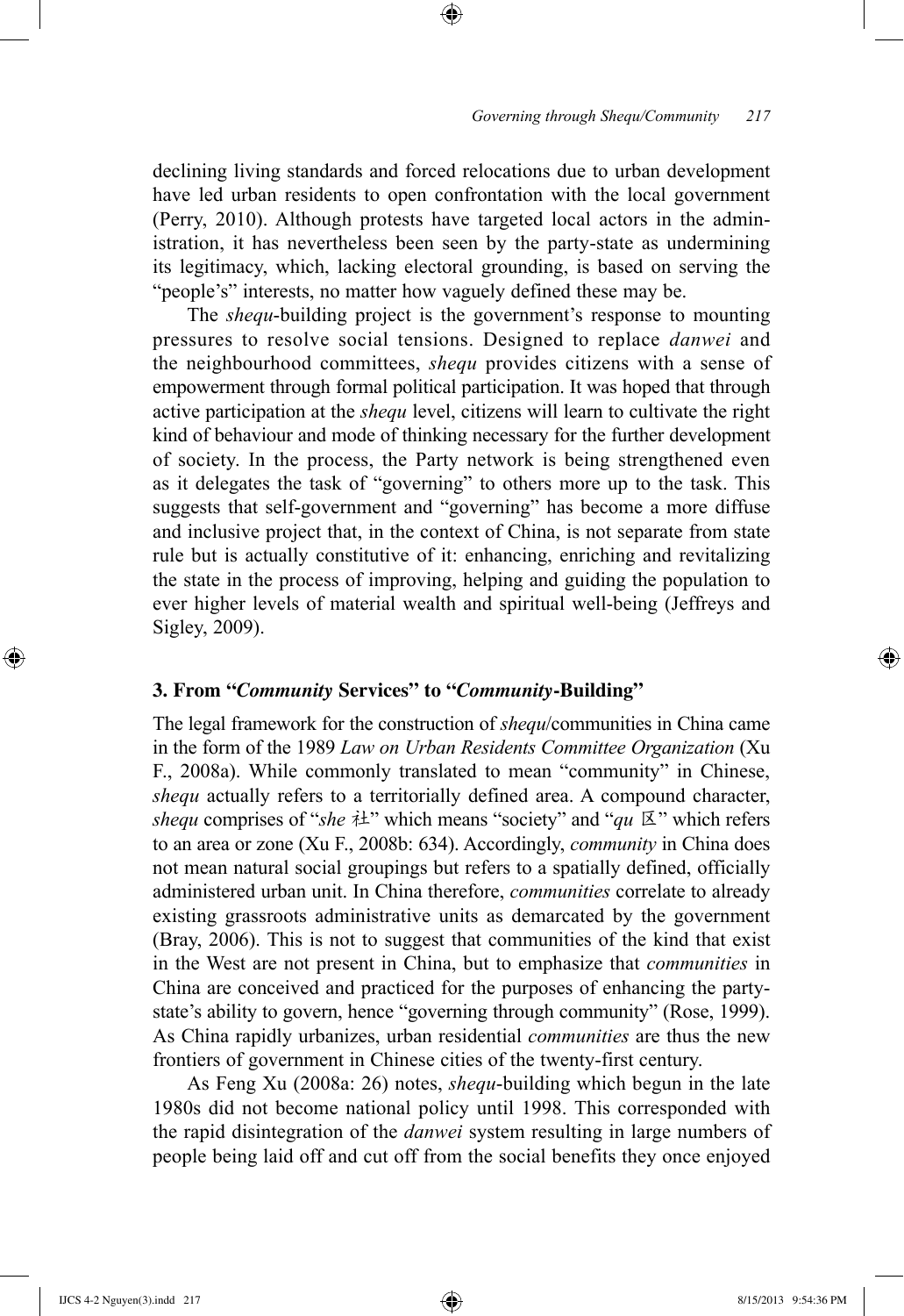declining living standards and forced relocations due to urban development have led urban residents to open confrontation with the local government (Perry, 2010). Although protests have targeted local actors in the administration, it has nevertheless been seen by the party-state as undermining its legitimacy, which, lacking electoral grounding, is based on serving the "people's" interests, no matter how vaguely defined these may be.

The *shequ*-building project is the government's response to mounting pressures to resolve social tensions. Designed to replace *danwei* and the neighbourhood committees, *shequ* provides citizens with a sense of empowerment through formal political participation. It was hoped that through active participation at the *shequ* level, citizens will learn to cultivate the right kind of behaviour and mode of thinking necessary for the further development of society. In the process, the Party network is being strengthened even as it delegates the task of "governing" to others more up to the task. This suggests that self-government and "governing" has become a more diffuse and inclusive project that, in the context of China, is not separate from state rule but is actually constitutive of it: enhancing, enriching and revitalizing the state in the process of improving, helping and guiding the population to ever higher levels of material wealth and spiritual well-being (Jeffreys and Sigley, 2009).

## 3. From "*Community* Services" to "*Community*-Building"

The legal framework for the construction of *shequ*/communities in China came in the form of the 1989 *Law on Urban Residents Committee Organization* (Xu F., 2008a). While commonly translated to mean "community" in Chinese, *shequ* actually refers to a territorially defined area. A compound character, *shequ* comprises of "*she* 社" which means "society" and "*qu* 区" which refers to an area or zone (Xu F., 2008b: 634). Accordingly, *community* in China does not mean natural social groupings but refers to a spatially defined, officially administered urban unit. In China therefore, *communities* correlate to already existing grassroots administrative units as demarcated by the government (Bray, 2006). This is not to suggest that communities of the kind that exist in the West are not present in China, but to emphasize that *communities* in China are conceived and practiced for the purposes of enhancing the party-state's ability to govern, hence "governing through community" (Rose, 1999). As China rapidly urbanizes, urban residential *communities* are thus the new frontiers of government in Chinese cities of the twenty-first century.

As Feng Xu (2008a: 26) notes, *shequ*-building which begun in the late 1980s did not become national policy until 1998. This corresponded with the rapid disintegration of the *danwei* system resulting in large numbers of people being laid off and cut off from the social benefits they once enjoyed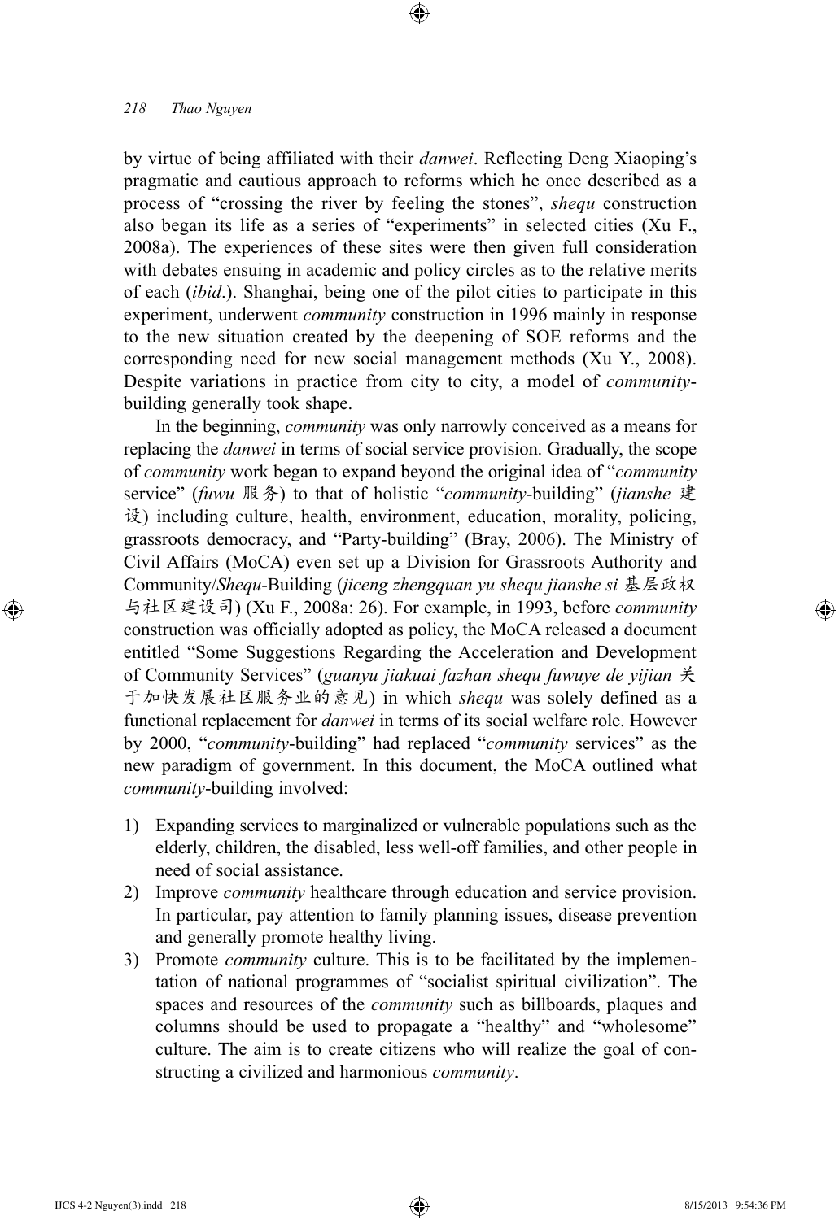by virtue of being affiliated with their *danwei*. Reflecting Deng Xiaoping's pragmatic and cautious approach to reforms which he once described as a process of "crossing the river by feeling the stones", *shequ* construction also began its life as a series of "experiments" in selected cities (Xu F., 2008a). The experiences of these sites were then given full consideration with debates ensuing in academic and policy circles as to the relative merits of each (*ibid*.). Shanghai, being one of the pilot cities to participate in this experiment, underwent *community* construction in 1996 mainly in response to the new situation created by the deepening of SOE reforms and the corresponding need for new social management methods (Xu Y., 2008). Despite variations in practice from city to city, a model of *community*-building generally took shape.

In the beginning, *community* was only narrowly conceived as a means for replacing the *danwei* in terms of social service provision. Gradually, the scope of *community* work began to expand beyond the original idea of "*community* service" (*fuwu* 服务) to that of holistic "*community*-building" (*jianshe* 建设) including culture, health, environment, education, morality, policing, grassroots democracy, and "Party-building" (Bray, 2006). The Ministry of Civil Affairs (MoCA) even set up a Division for Grassroots Authority and Community/*Shequ*-Building (*jiceng zhengquan yu shequ jianshe si* 基层政权与社区建设司) (Xu F., 2008a: 26). For example, in 1993, before *community* construction was officially adopted as policy, the MoCA released a document entitled "Some Suggestions Regarding the Acceleration and Development of Community Services" (*guanyu jiakuai fazhan shequ fuwuye de yijian* 关于加快发展社区服务业的意见) in which *shequ* was solely defined as a functional replacement for *danwei* in terms of its social welfare role. However by 2000, "*community*-building" had replaced "*community* services" as the new paradigm of government. In this document, the MoCA outlined what *community*-building involved:

1) Expanding services to marginalized or vulnerable populations such as the elderly, children, the disabled, less well-off families, and other people in need of social assistance.
2) Improve *community* healthcare through education and service provision. In particular, pay attention to family planning issues, disease prevention and generally promote healthy living.
3) Promote *community* culture. This is to be facilitated by the implementation of national programmes of "socialist spiritual civilization". The spaces and resources of the *community* such as billboards, plaques and columns should be used to propagate a "healthy" and "wholesome" culture. The aim is to create citizens who will realize the goal of constructing a civilized and harmonious *community*.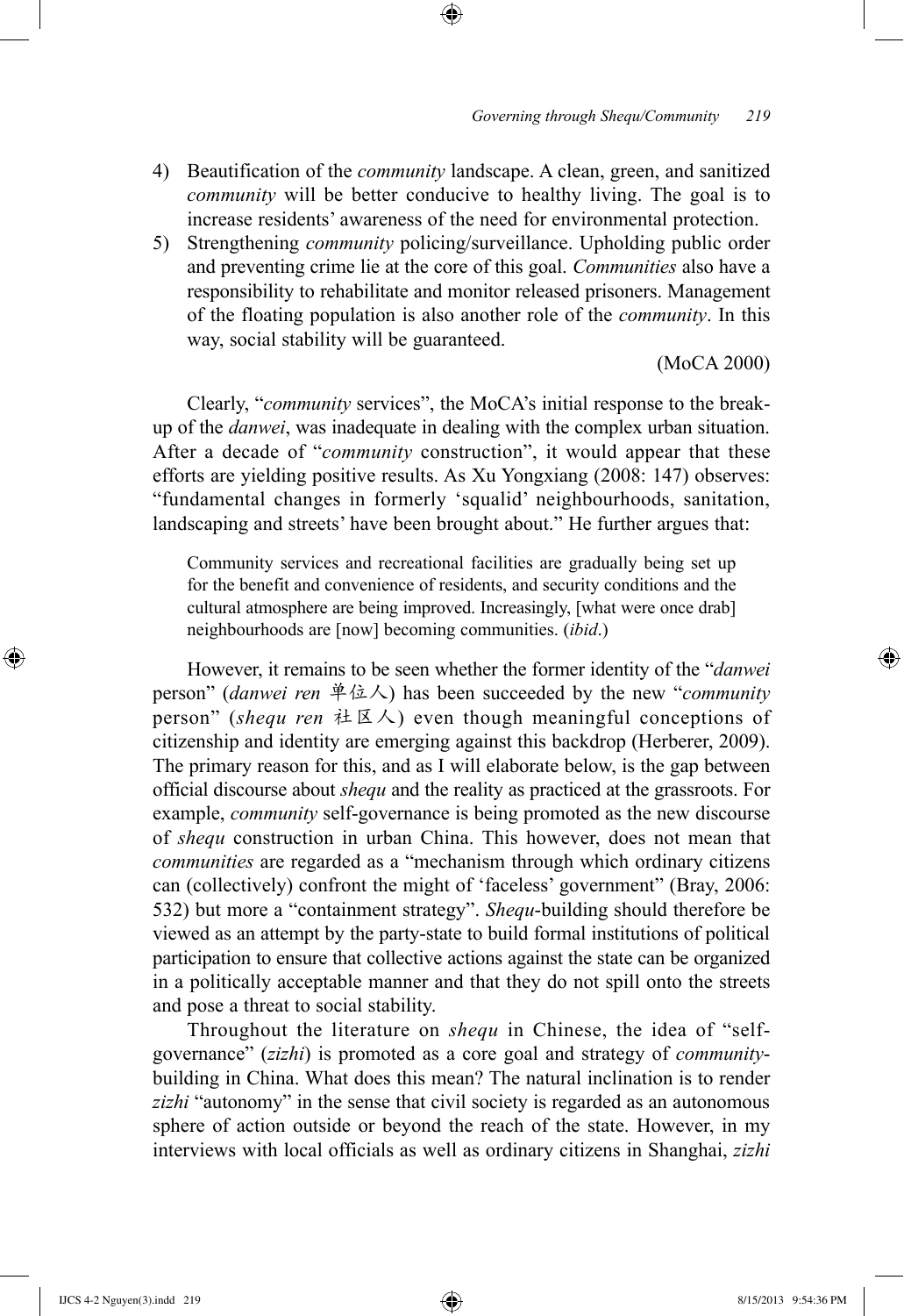4) Beautification of the *community* landscape. A clean, green, and sanitized *community* will be better conducive to healthy living. The goal is to increase residents' awareness of the need for environmental protection.
5) Strengthening *community* policing/surveillance. Upholding public order and preventing crime lie at the core of this goal. *Communities* also have a responsibility to rehabilitate and monitor released prisoners. Management of the floating population is also another role of the *community*. In this way, social stability will be guaranteed.

(MoCA 2000)

Clearly, "*community* services", the MoCA's initial response to the break-up of the *danwei*, was inadequate in dealing with the complex urban situation. After a decade of "*community* construction", it would appear that these efforts are yielding positive results. As Xu Yongxiang (2008: 147) observes: "fundamental changes in formerly 'squalid' neighbourhoods, sanitation, landscaping and streets' have been brought about." He further argues that:

> Community services and recreational facilities are gradually being set up for the benefit and convenience of residents, and security conditions and the cultural atmosphere are being improved. Increasingly, [what were once drab] neighbourhoods are [now] becoming communities. (*ibid*.)

However, it remains to be seen whether the former identity of the "*danwei* person" (*danwei ren* 单位人) has been succeeded by the new "*community* person" (*shequ ren* 社区人) even though meaningful conceptions of citizenship and identity are emerging against this backdrop (Herberer, 2009). The primary reason for this, and as I will elaborate below, is the gap between official discourse about *shequ* and the reality as practiced at the grassroots. For example, *community* self-governance is being promoted as the new discourse of *shequ* construction in urban China. This however, does not mean that *communities* are regarded as a "mechanism through which ordinary citizens can (collectively) confront the might of 'faceless' government" (Bray, 2006: 532) but more a "containment strategy". *Shequ*-building should therefore be viewed as an attempt by the party-state to build formal institutions of political participation to ensure that collective actions against the state can be organized in a politically acceptable manner and that they do not spill onto the streets and pose a threat to social stability.

Throughout the literature on *shequ* in Chinese, the idea of "self-governance" (*zizhi*) is promoted as a core goal and strategy of *community*-building in China. What does this mean? The natural inclination is to render *zizhi* "autonomy" in the sense that civil society is regarded as an autonomous sphere of action outside or beyond the reach of the state. However, in my interviews with local officials as well as ordinary citizens in Shanghai, *zizhi*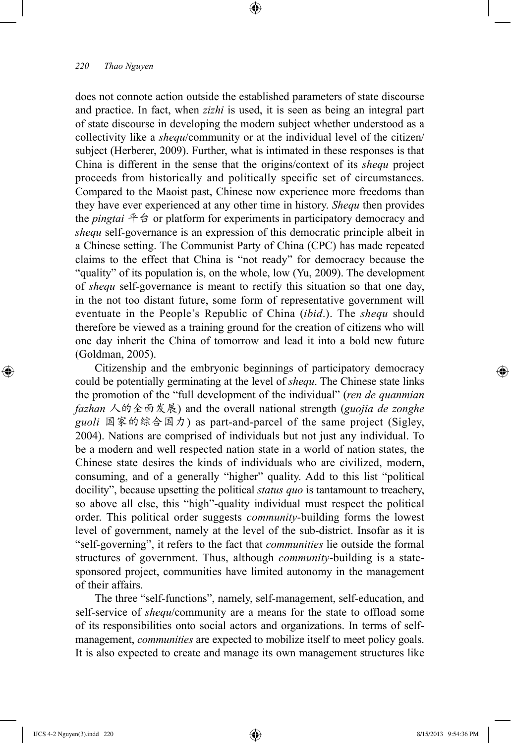does not connote action outside the established parameters of state discourse and practice. In fact, when *zizhi* is used, it is seen as being an integral part of state discourse in developing the modern subject whether understood as a collectivity like a *shequ*/community or at the individual level of the citizen/subject (Herberer, 2009). Further, what is intimated in these responses is that China is different in the sense that the origins/context of its *shequ* project proceeds from historically and politically specific set of circumstances. Compared to the Maoist past, Chinese now experience more freedoms than they have ever experienced at any other time in history. *Shequ* then provides the *pingtai* 平台 or platform for experiments in participatory democracy and *shequ* self-governance is an expression of this democratic principle albeit in a Chinese setting. The Communist Party of China (CPC) has made repeated claims to the effect that China is "not ready" for democracy because the "quality" of its population is, on the whole, low (Yu, 2009). The development of *shequ* self-governance is meant to rectify this situation so that one day, in the not too distant future, some form of representative government will eventuate in the People's Republic of China (*ibid*.). The *shequ* should therefore be viewed as a training ground for the creation of citizens who will one day inherit the China of tomorrow and lead it into a bold new future (Goldman, 2005).

Citizenship and the embryonic beginnings of participatory democracy could be potentially germinating at the level of *shequ*. The Chinese state links the promotion of the "full development of the individual" (*ren de quanmian fazhan* 人的全面发展) and the overall national strength (*guojia de zonghe guoli* 国家的综合国力) as part-and-parcel of the same project (Sigley, 2004). Nations are comprised of individuals but not just any individual. To be a modern and well respected nation state in a world of nation states, the Chinese state desires the kinds of individuals who are civilized, modern, consuming, and of a generally "higher" quality. Add to this list "political docility", because upsetting the political *status quo* is tantamount to treachery, so above all else, this "high"-quality individual must respect the political order. This political order suggests *community*-building forms the lowest level of government, namely at the level of the sub-district. Insofar as it is "self-governing", it refers to the fact that *communities* lie outside the formal structures of government. Thus, although *community*-building is a state-sponsored project, communities have limited autonomy in the management of their affairs.

The three "self-functions", namely, self-management, self-education, and self-service of *shequ*/community are a means for the state to offload some of its responsibilities onto social actors and organizations. In terms of self-management, *communities* are expected to mobilize itself to meet policy goals. It is also expected to create and manage its own management structures like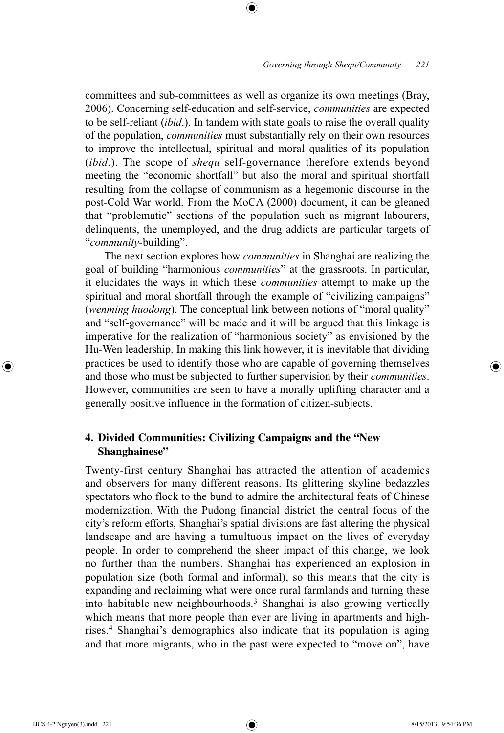committees and sub-committees as well as organize its own meetings (Bray, 2006). Concerning self-education and self-service, *communities* are expected to be self-reliant (*ibid*.). In tandem with state goals to raise the overall quality of the population, *communities* must substantially rely on their own resources to improve the intellectual, spiritual and moral qualities of its population (*ibid*.). The scope of *shequ* self-governance therefore extends beyond meeting the "economic shortfall" but also the moral and spiritual shortfall resulting from the collapse of communism as a hegemonic discourse in the post-Cold War world. From the MoCA (2000) document, it can be gleaned that "problematic" sections of the population such as migrant labourers, delinquents, the unemployed, and the drug addicts are particular targets of "*community*-building".

The next section explores how *communities* in Shanghai are realizing the goal of building "harmonious *communities*" at the grassroots. In particular, it elucidates the ways in which these *communities* attempt to make up the spiritual and moral shortfall through the example of "civilizing campaigns" (*wenming huodong*). The conceptual link between notions of "moral quality" and "self-governance" will be made and it will be argued that this linkage is imperative for the realization of "harmonious society" as envisioned by the Hu-Wen leadership. In making this link however, it is inevitable that dividing practices be used to identify those who are capable of governing themselves and those who must be subjected to further supervision by their *communities*. However, communities are seen to have a morally uplifting character and a generally positive influence in the formation of citizen-subjects.

## 4. Divided Communities: Civilizing Campaigns and the "New Shanghainese"

Twenty-first century Shanghai has attracted the attention of academics and observers for many different reasons. Its glittering skyline bedazzles spectators who flock to the bund to admire the architectural feats of Chinese modernization. With the Pudong financial district the central focus of the city's reform efforts, Shanghai's spatial divisions are fast altering the physical landscape and are having a tumultuous impact on the lives of everyday people. In order to comprehend the sheer impact of this change, we look no further than the numbers. Shanghai has experienced an explosion in population size (both formal and informal), so this means that the city is expanding and reclaiming what were once rural farmlands and turning these into habitable new neighbourhoods.[3] Shanghai is also growing vertically which means that more people than ever are living in apartments and high-rises.[4] Shanghai's demographics also indicate that its population is aging and that more migrants, who in the past were expected to "move on", have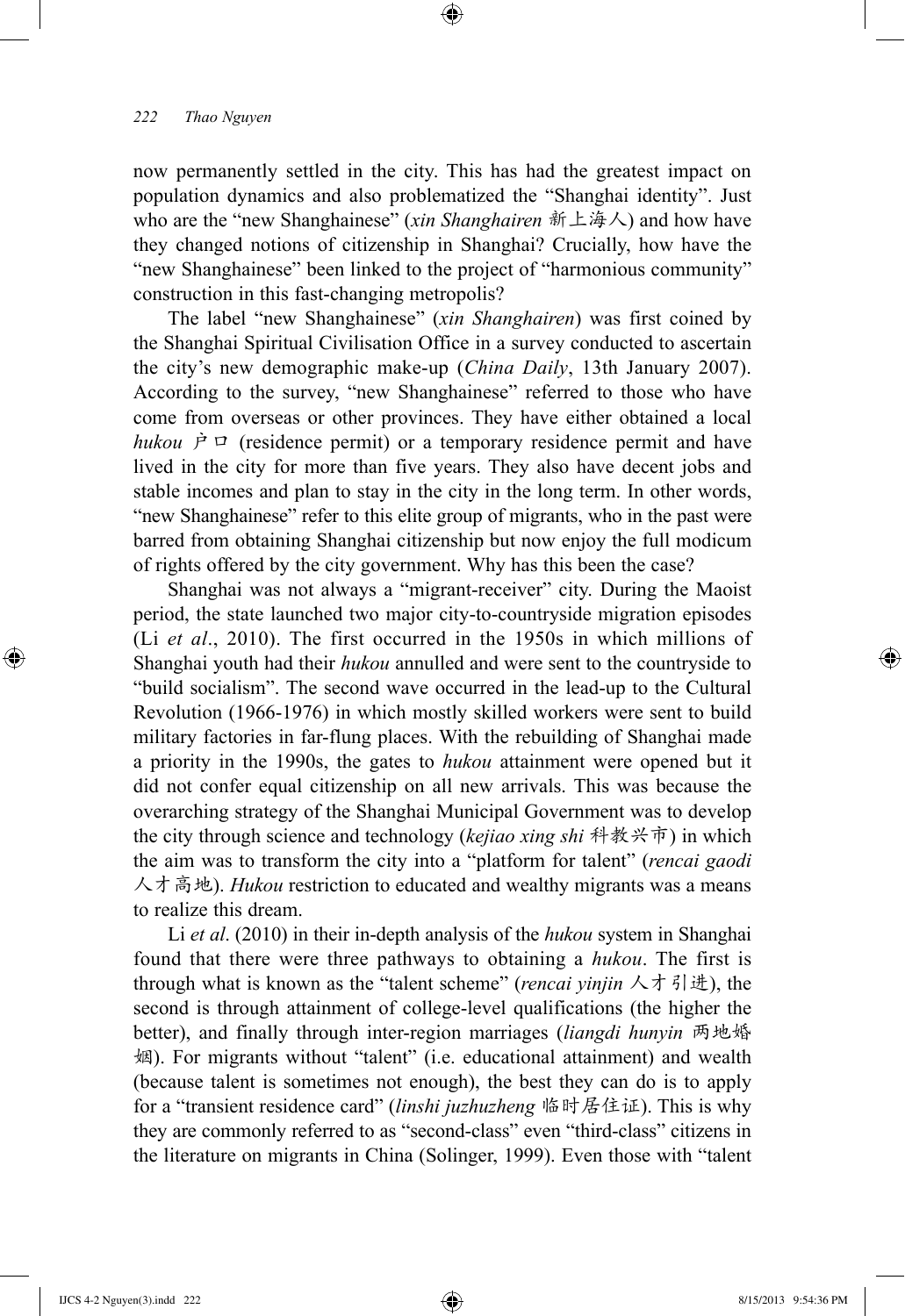now permanently settled in the city. This has had the greatest impact on population dynamics and also problematized the "Shanghai identity". Just who are the "new Shanghainese" (*xin Shanghairen* 新上海人) and how have they changed notions of citizenship in Shanghai? Crucially, how have the "new Shanghainese" been linked to the project of "harmonious community" construction in this fast-changing metropolis?

The label "new Shanghainese" (*xin Shanghairen*) was first coined by the Shanghai Spiritual Civilisation Office in a survey conducted to ascertain the city's new demographic make-up (*China Daily*, 13th January 2007). According to the survey, "new Shanghainese" referred to those who have come from overseas or other provinces. They have either obtained a local *hukou* 户口 (residence permit) or a temporary residence permit and have lived in the city for more than five years. They also have decent jobs and stable incomes and plan to stay in the city in the long term. In other words, "new Shanghainese" refer to this elite group of migrants, who in the past were barred from obtaining Shanghai citizenship but now enjoy the full modicum of rights offered by the city government. Why has this been the case?

Shanghai was not always a "migrant-receiver" city. During the Maoist period, the state launched two major city-to-countryside migration episodes (Li *et al*., 2010). The first occurred in the 1950s in which millions of Shanghai youth had their *hukou* annulled and were sent to the countryside to "build socialism". The second wave occurred in the lead-up to the Cultural Revolution (1966-1976) in which mostly skilled workers were sent to build military factories in far-flung places. With the rebuilding of Shanghai made a priority in the 1990s, the gates to *hukou* attainment were opened but it did not confer equal citizenship on all new arrivals. This was because the overarching strategy of the Shanghai Municipal Government was to develop the city through science and technology (*kejiao xing shi* 科教兴市) in which the aim was to transform the city into a "platform for talent" (*rencai gaodi* 人才高地). *Hukou* restriction to educated and wealthy migrants was a means to realize this dream.

Li *et al*. (2010) in their in-depth analysis of the *hukou* system in Shanghai found that there were three pathways to obtaining a *hukou*. The first is through what is known as the "talent scheme" (*rencai yinjin* 人才引进), the second is through attainment of college-level qualifications (the higher the better), and finally through inter-region marriages (*liangdi hunyin* 两地婚姻). For migrants without "talent" (i.e. educational attainment) and wealth (because talent is sometimes not enough), the best they can do is to apply for a "transient residence card" (*linshi juzhuzheng* 临时居住证). This is why they are commonly referred to as "second-class" even "third-class" citizens in the literature on migrants in China (Solinger, 1999). Even those with "talent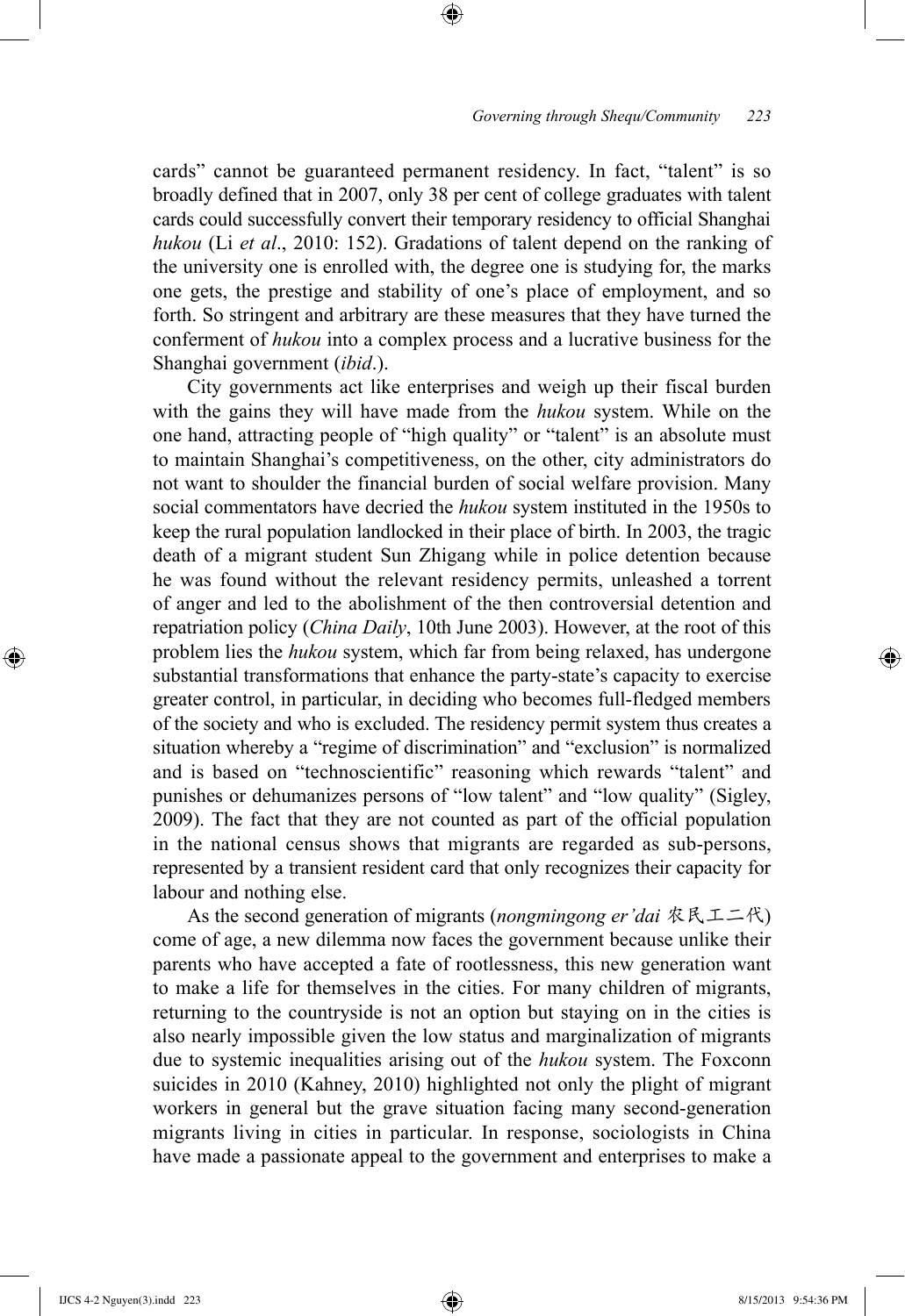cards" cannot be guaranteed permanent residency. In fact, "talent" is so broadly defined that in 2007, only 38 per cent of college graduates with talent cards could successfully convert their temporary residency to official Shanghai *hukou* (Li *et al*., 2010: 152). Gradations of talent depend on the ranking of the university one is enrolled with, the degree one is studying for, the marks one gets, the prestige and stability of one's place of employment, and so forth. So stringent and arbitrary are these measures that they have turned the conferment of *hukou* into a complex process and a lucrative business for the Shanghai government (*ibid*.).

City governments act like enterprises and weigh up their fiscal burden with the gains they will have made from the *hukou* system. While on the one hand, attracting people of "high quality" or "talent" is an absolute must to maintain Shanghai's competitiveness, on the other, city administrators do not want to shoulder the financial burden of social welfare provision. Many social commentators have decried the *hukou* system instituted in the 1950s to keep the rural population landlocked in their place of birth. In 2003, the tragic death of a migrant student Sun Zhigang while in police detention because he was found without the relevant residency permits, unleashed a torrent of anger and led to the abolishment of the then controversial detention and repatriation policy (*China Daily*, 10th June 2003). However, at the root of this problem lies the *hukou* system, which far from being relaxed, has undergone substantial transformations that enhance the party-state's capacity to exercise greater control, in particular, in deciding who becomes full-fledged members of the society and who is excluded. The residency permit system thus creates a situation whereby a "regime of discrimination" and "exclusion" is normalized and is based on "technoscientific" reasoning which rewards "talent" and punishes or dehumanizes persons of "low talent" and "low quality" (Sigley, 2009). The fact that they are not counted as part of the official population in the national census shows that migrants are regarded as sub-persons, represented by a transient resident card that only recognizes their capacity for labour and nothing else.

As the second generation of migrants (*nongmingong er'dai* 农民工二代) come of age, a new dilemma now faces the government because unlike their parents who have accepted a fate of rootlessness, this new generation want to make a life for themselves in the cities. For many children of migrants, returning to the countryside is not an option but staying on in the cities is also nearly impossible given the low status and marginalization of migrants due to systemic inequalities arising out of the *hukou* system. The Foxconn suicides in 2010 (Kahney, 2010) highlighted not only the plight of migrant workers in general but the grave situation facing many second-generation migrants living in cities in particular. In response, sociologists in China have made a passionate appeal to the government and enterprises to make a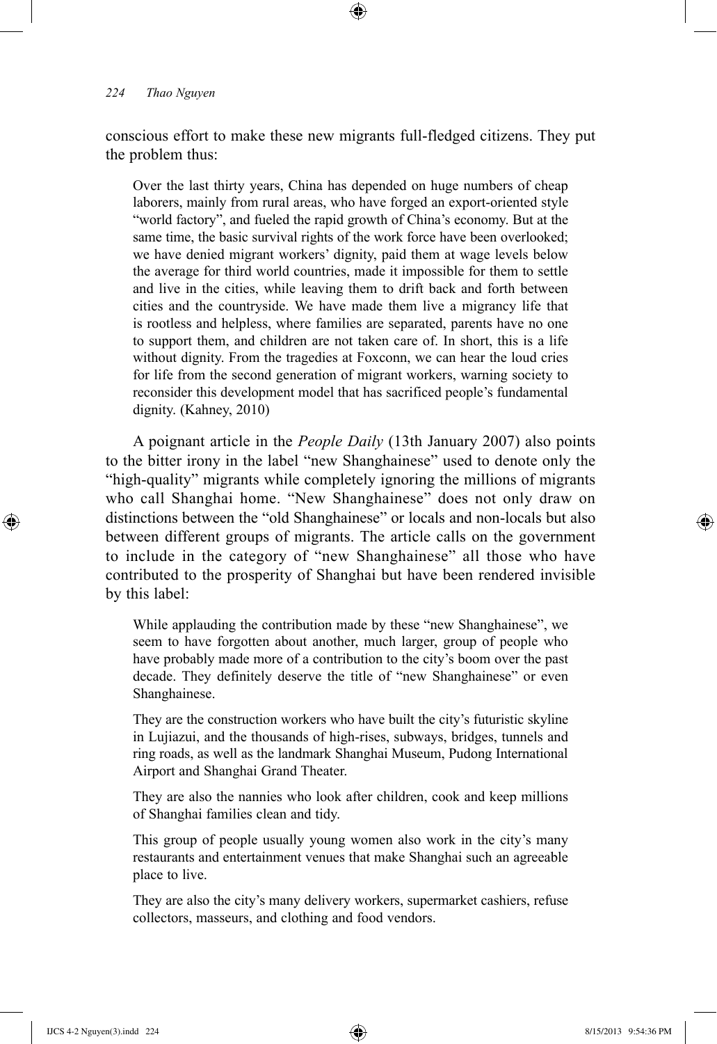conscious effort to make these new migrants full-fledged citizens. They put the problem thus:

> Over the last thirty years, China has depended on huge numbers of cheap laborers, mainly from rural areas, who have forged an export-oriented style "world factory", and fueled the rapid growth of China's economy. But at the same time, the basic survival rights of the work force have been overlooked; we have denied migrant workers' dignity, paid them at wage levels below the average for third world countries, made it impossible for them to settle and live in the cities, while leaving them to drift back and forth between cities and the countryside. We have made them live a migrancy life that is rootless and helpless, where families are separated, parents have no one to support them, and children are not taken care of. In short, this is a life without dignity. From the tragedies at Foxconn, we can hear the loud cries for life from the second generation of migrant workers, warning society to reconsider this development model that has sacrificed people's fundamental dignity. (Kahney, 2010)

A poignant article in the *People Daily* (13th January 2007) also points to the bitter irony in the label "new Shanghainese" used to denote only the "high-quality" migrants while completely ignoring the millions of migrants who call Shanghai home. "New Shanghainese" does not only draw on distinctions between the "old Shanghainese" or locals and non-locals but also between different groups of migrants. The article calls on the government to include in the category of "new Shanghainese" all those who have contributed to the prosperity of Shanghai but have been rendered invisible by this label:

> While applauding the contribution made by these "new Shanghainese", we seem to have forgotten about another, much larger, group of people who have probably made more of a contribution to the city's boom over the past decade. They definitely deserve the title of "new Shanghainese" or even Shanghainese.
>
> They are the construction workers who have built the city's futuristic skyline in Lujiazui, and the thousands of high-rises, subways, bridges, tunnels and ring roads, as well as the landmark Shanghai Museum, Pudong International Airport and Shanghai Grand Theater.
>
> They are also the nannies who look after children, cook and keep millions of Shanghai families clean and tidy.
>
> This group of people usually young women also work in the city's many restaurants and entertainment venues that make Shanghai such an agreeable place to live.
>
> They are also the city's many delivery workers, supermarket cashiers, refuse collectors, masseurs, and clothing and food vendors.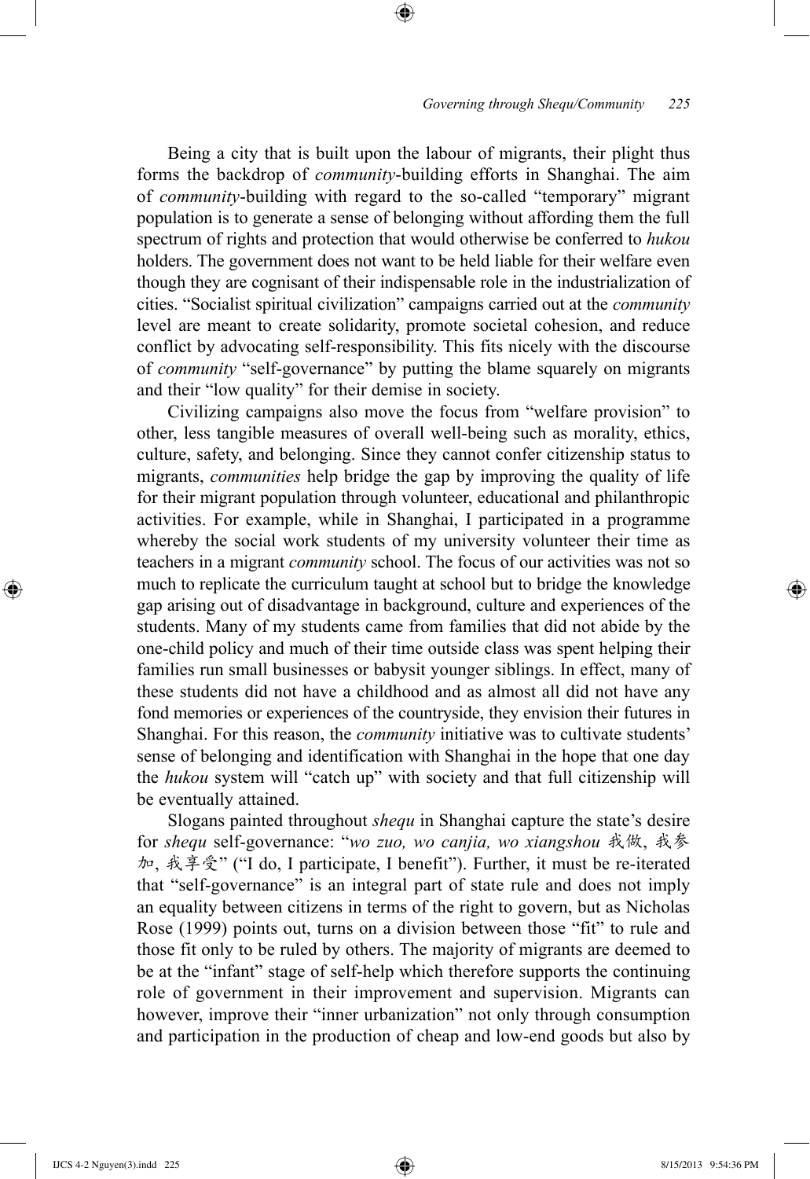Being a city that is built upon the labour of migrants, their plight thus forms the backdrop of *community*-building efforts in Shanghai. The aim of *community*-building with regard to the so-called "temporary" migrant population is to generate a sense of belonging without affording them the full spectrum of rights and protection that would otherwise be conferred to *hukou* holders. The government does not want to be held liable for their welfare even though they are cognisant of their indispensable role in the industrialization of cities. "Socialist spiritual civilization" campaigns carried out at the *community* level are meant to create solidarity, promote societal cohesion, and reduce conflict by advocating self-responsibility. This fits nicely with the discourse of *community* "self-governance" by putting the blame squarely on migrants and their "low quality" for their demise in society.

Civilizing campaigns also move the focus from "welfare provision" to other, less tangible measures of overall well-being such as morality, ethics, culture, safety, and belonging. Since they cannot confer citizenship status to migrants, *communities* help bridge the gap by improving the quality of life for their migrant population through volunteer, educational and philanthropic activities. For example, while in Shanghai, I participated in a programme whereby the social work students of my university volunteer their time as teachers in a migrant *community* school. The focus of our activities was not so much to replicate the curriculum taught at school but to bridge the knowledge gap arising out of disadvantage in background, culture and experiences of the students. Many of my students came from families that did not abide by the one-child policy and much of their time outside class was spent helping their families run small businesses or babysit younger siblings. In effect, many of these students did not have a childhood and as almost all did not have any fond memories or experiences of the countryside, they envision their futures in Shanghai. For this reason, the *community* initiative was to cultivate students' sense of belonging and identification with Shanghai in the hope that one day the *hukou* system will "catch up" with society and that full citizenship will be eventually attained.

Slogans painted throughout *shequ* in Shanghai capture the state's desire for *shequ* self-governance: "*wo zuo, wo canjia, wo xiangshou* 我做, 我参加, 我享受" ("I do, I participate, I benefit"). Further, it must be re-iterated that "self-governance" is an integral part of state rule and does not imply an equality between citizens in terms of the right to govern, but as Nicholas Rose (1999) points out, turns on a division between those "fit" to rule and those fit only to be ruled by others. The majority of migrants are deemed to be at the "infant" stage of self-help which therefore supports the continuing role of government in their improvement and supervision. Migrants can however, improve their "inner urbanization" not only through consumption and participation in the production of cheap and low-end goods but also by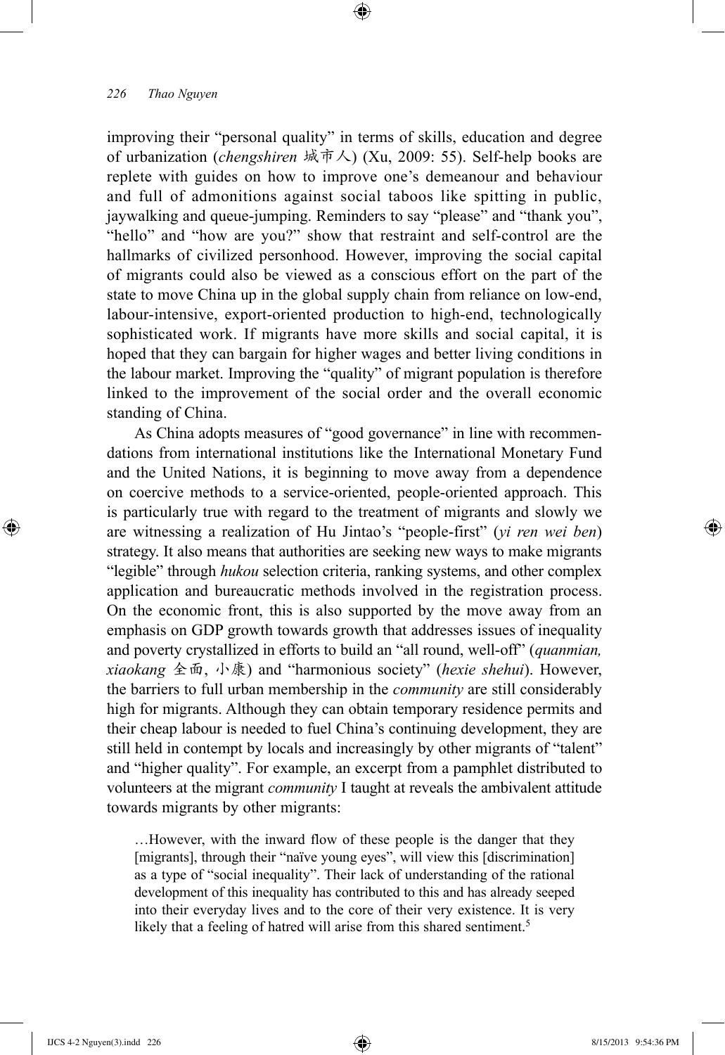improving their "personal quality" in terms of skills, education and degree of urbanization (*chengshiren* 城市人) (Xu, 2009: 55). Self-help books are replete with guides on how to improve one's demeanour and behaviour and full of admonitions against social taboos like spitting in public, jaywalking and queue-jumping. Reminders to say "please" and "thank you", "hello" and "how are you?" show that restraint and self-control are the hallmarks of civilized personhood. However, improving the social capital of migrants could also be viewed as a conscious effort on the part of the state to move China up in the global supply chain from reliance on low-end, labour-intensive, export-oriented production to high-end, technologically sophisticated work. If migrants have more skills and social capital, it is hoped that they can bargain for higher wages and better living conditions in the labour market. Improving the "quality" of migrant population is therefore linked to the improvement of the social order and the overall economic standing of China.

As China adopts measures of "good governance" in line with recommendations from international institutions like the International Monetary Fund and the United Nations, it is beginning to move away from a dependence on coercive methods to a service-oriented, people-oriented approach. This is particularly true with regard to the treatment of migrants and slowly we are witnessing a realization of Hu Jintao's "people-first" (*yi ren wei ben*) strategy. It also means that authorities are seeking new ways to make migrants "legible" through *hukou* selection criteria, ranking systems, and other complex application and bureaucratic methods involved in the registration process. On the economic front, this is also supported by the move away from an emphasis on GDP growth towards growth that addresses issues of inequality and poverty crystallized in efforts to build an "all round, well-off" (*quanmian, xiaokang* 全面, 小康) and "harmonious society" (*hexie shehui*). However, the barriers to full urban membership in the *community* are still considerably high for migrants. Although they can obtain temporary residence permits and their cheap labour is needed to fuel China's continuing development, they are still held in contempt by locals and increasingly by other migrants of "talent" and "higher quality". For example, an excerpt from a pamphlet distributed to volunteers at the migrant *community* I taught at reveals the ambivalent attitude towards migrants by other migrants:

> …However, with the inward flow of these people is the danger that they [migrants], through their "naïve young eyes", will view this [discrimination] as a type of "social inequality". Their lack of understanding of the rational development of this inequality has contributed to this and has already seeped into their everyday lives and to the core of their very existence. It is very likely that a feeling of hatred will arise from this shared sentiment.[5]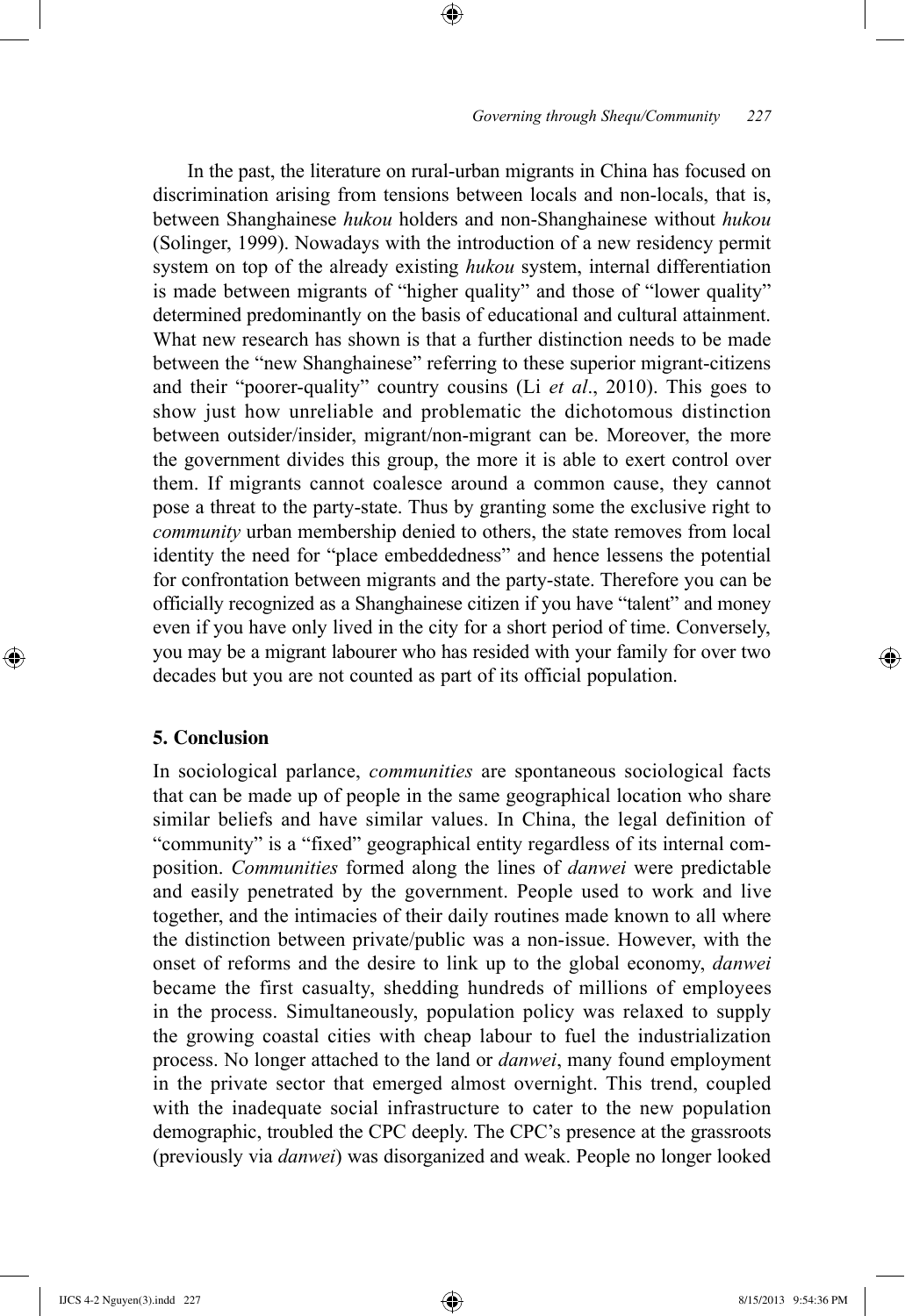In the past, the literature on rural-urban migrants in China has focused on discrimination arising from tensions between locals and non-locals, that is, between Shanghainese *hukou* holders and non-Shanghainese without *hukou* (Solinger, 1999). Nowadays with the introduction of a new residency permit system on top of the already existing *hukou* system, internal differentiation is made between migrants of "higher quality" and those of "lower quality" determined predominantly on the basis of educational and cultural attainment. What new research has shown is that a further distinction needs to be made between the "new Shanghainese" referring to these superior migrant-citizens and their "poorer-quality" country cousins (Li *et al*., 2010). This goes to show just how unreliable and problematic the dichotomous distinction between outsider/insider, migrant/non-migrant can be. Moreover, the more the government divides this group, the more it is able to exert control over them. If migrants cannot coalesce around a common cause, they cannot pose a threat to the party-state. Thus by granting some the exclusive right to *community* urban membership denied to others, the state removes from local identity the need for "place embeddedness" and hence lessens the potential for confrontation between migrants and the party-state. Therefore you can be officially recognized as a Shanghainese citizen if you have "talent" and money even if you have only lived in the city for a short period of time. Conversely, you may be a migrant labourer who has resided with your family for over two decades but you are not counted as part of its official population.

## 5. Conclusion

In sociological parlance, *communities* are spontaneous sociological facts that can be made up of people in the same geographical location who share similar beliefs and have similar values. In China, the legal definition of "community" is a "fixed" geographical entity regardless of its internal composition. *Communities* formed along the lines of *danwei* were predictable and easily penetrated by the government. People used to work and live together, and the intimacies of their daily routines made known to all where the distinction between private/public was a non-issue. However, with the onset of reforms and the desire to link up to the global economy, *danwei* became the first casualty, shedding hundreds of millions of employees in the process. Simultaneously, population policy was relaxed to supply the growing coastal cities with cheap labour to fuel the industrialization process. No longer attached to the land or *danwei*, many found employment in the private sector that emerged almost overnight. This trend, coupled with the inadequate social infrastructure to cater to the new population demographic, troubled the CPC deeply. The CPC's presence at the grassroots (previously via *danwei*) was disorganized and weak. People no longer looked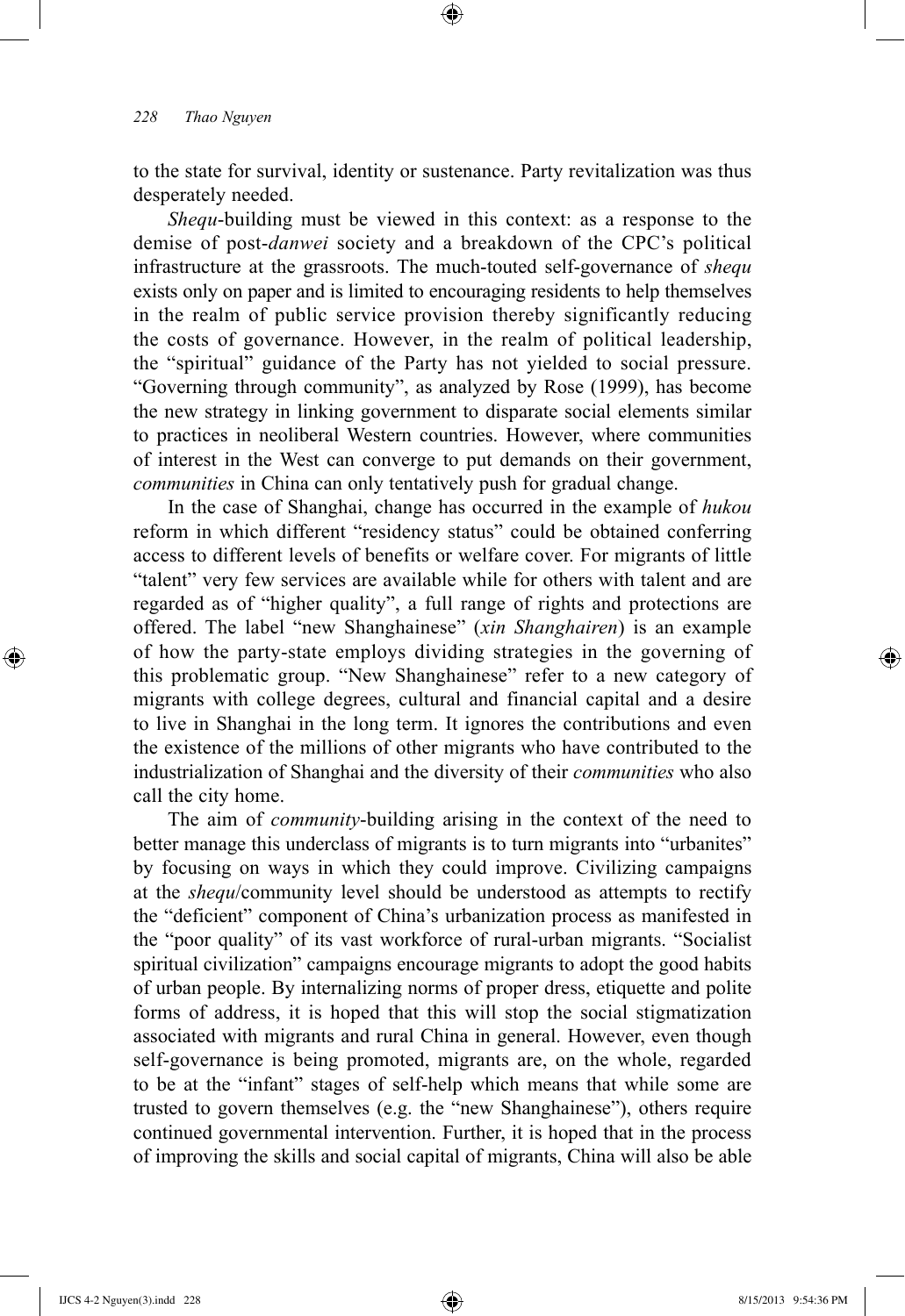to the state for survival, identity or sustenance. Party revitalization was thus desperately needed.

*Shequ*-building must be viewed in this context: as a response to the demise of post-*danwei* society and a breakdown of the CPC's political infrastructure at the grassroots. The much-touted self-governance of *shequ* exists only on paper and is limited to encouraging residents to help themselves in the realm of public service provision thereby significantly reducing the costs of governance. However, in the realm of political leadership, the "spiritual" guidance of the Party has not yielded to social pressure. "Governing through community", as analyzed by Rose (1999), has become the new strategy in linking government to disparate social elements similar to practices in neoliberal Western countries. However, where communities of interest in the West can converge to put demands on their government, *communities* in China can only tentatively push for gradual change.

In the case of Shanghai, change has occurred in the example of *hukou* reform in which different "residency status" could be obtained conferring access to different levels of benefits or welfare cover. For migrants of little "talent" very few services are available while for others with talent and are regarded as of "higher quality", a full range of rights and protections are offered. The label "new Shanghainese" (*xin Shanghairen*) is an example of how the party-state employs dividing strategies in the governing of this problematic group. "New Shanghainese" refer to a new category of migrants with college degrees, cultural and financial capital and a desire to live in Shanghai in the long term. It ignores the contributions and even the existence of the millions of other migrants who have contributed to the industrialization of Shanghai and the diversity of their *communities* who also call the city home.

The aim of *community*-building arising in the context of the need to better manage this underclass of migrants is to turn migrants into "urbanites" by focusing on ways in which they could improve. Civilizing campaigns at the *shequ*/community level should be understood as attempts to rectify the "deficient" component of China's urbanization process as manifested in the "poor quality" of its vast workforce of rural-urban migrants. "Socialist spiritual civilization" campaigns encourage migrants to adopt the good habits of urban people. By internalizing norms of proper dress, etiquette and polite forms of address, it is hoped that this will stop the social stigmatization associated with migrants and rural China in general. However, even though self-governance is being promoted, migrants are, on the whole, regarded to be at the "infant" stages of self-help which means that while some are trusted to govern themselves (e.g. the "new Shanghainese"), others require continued governmental intervention. Further, it is hoped that in the process of improving the skills and social capital of migrants, China will also be able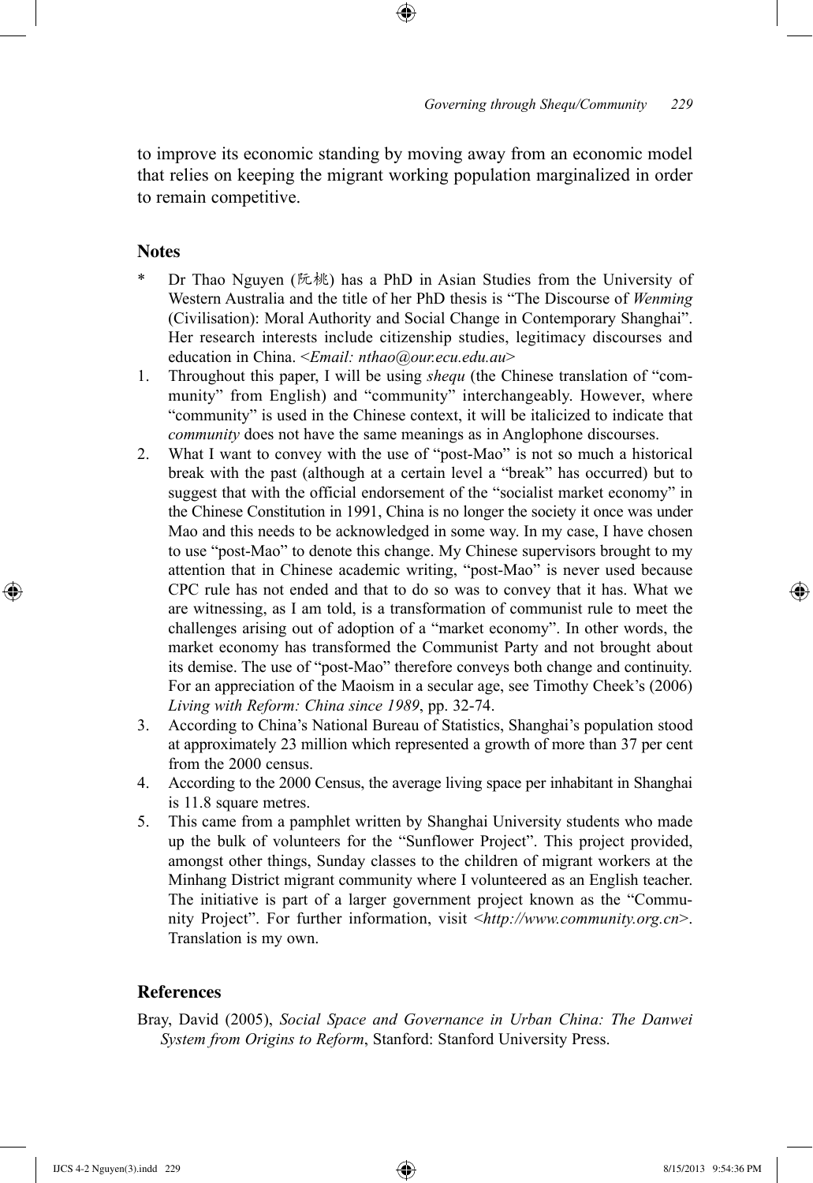to improve its economic standing by moving away from an economic model that relies on keeping the migrant working population marginalized in order to remain competitive.

## Notes

\* Dr Thao Nguyen (阮桃) has a PhD in Asian Studies from the University of Western Australia and the title of her PhD thesis is "The Discourse of *Wenming* (Civilisation): Moral Authority and Social Change in Contemporary Shanghai". Her research interests include citizenship studies, legitimacy discourses and education in China. <*Email: nthao@our.ecu.edu.au*>

1. Throughout this paper, I will be using *shequ* (the Chinese translation of "community" from English) and "community" interchangeably. However, where "community" is used in the Chinese context, it will be italicized to indicate that *community* does not have the same meanings as in Anglophone discourses.
2. What I want to convey with the use of "post-Mao" is not so much a historical break with the past (although at a certain level a "break" has occurred) but to suggest that with the official endorsement of the "socialist market economy" in the Chinese Constitution in 1991, China is no longer the society it once was under Mao and this needs to be acknowledged in some way. In my case, I have chosen to use "post-Mao" to denote this change. My Chinese supervisors brought to my attention that in Chinese academic writing, "post-Mao" is never used because CPC rule has not ended and that to do so was to convey that it has. What we are witnessing, as I am told, is a transformation of communist rule to meet the challenges arising out of adoption of a "market economy". In other words, the market economy has transformed the Communist Party and not brought about its demise. The use of "post-Mao" therefore conveys both change and continuity. For an appreciation of the Maoism in a secular age, see Timothy Cheek's (2006) *Living with Reform: China since 1989*, pp. 32-74.
3. According to China's National Bureau of Statistics, Shanghai's population stood at approximately 23 million which represented a growth of more than 37 per cent from the 2000 census.
4. According to the 2000 Census, the average living space per inhabitant in Shanghai is 11.8 square metres.
5. This came from a pamphlet written by Shanghai University students who made up the bulk of volunteers for the "Sunflower Project". This project provided, amongst other things, Sunday classes to the children of migrant workers at the Minhang District migrant community where I volunteered as an English teacher. The initiative is part of a larger government project known as the "Community Project". For further information, visit <*http://www.community.org.cn*>. Translation is my own.

## References

Bray, David (2005), *Social Space and Governance in Urban China: The Danwei System from Origins to Reform*, Stanford: Stanford University Press.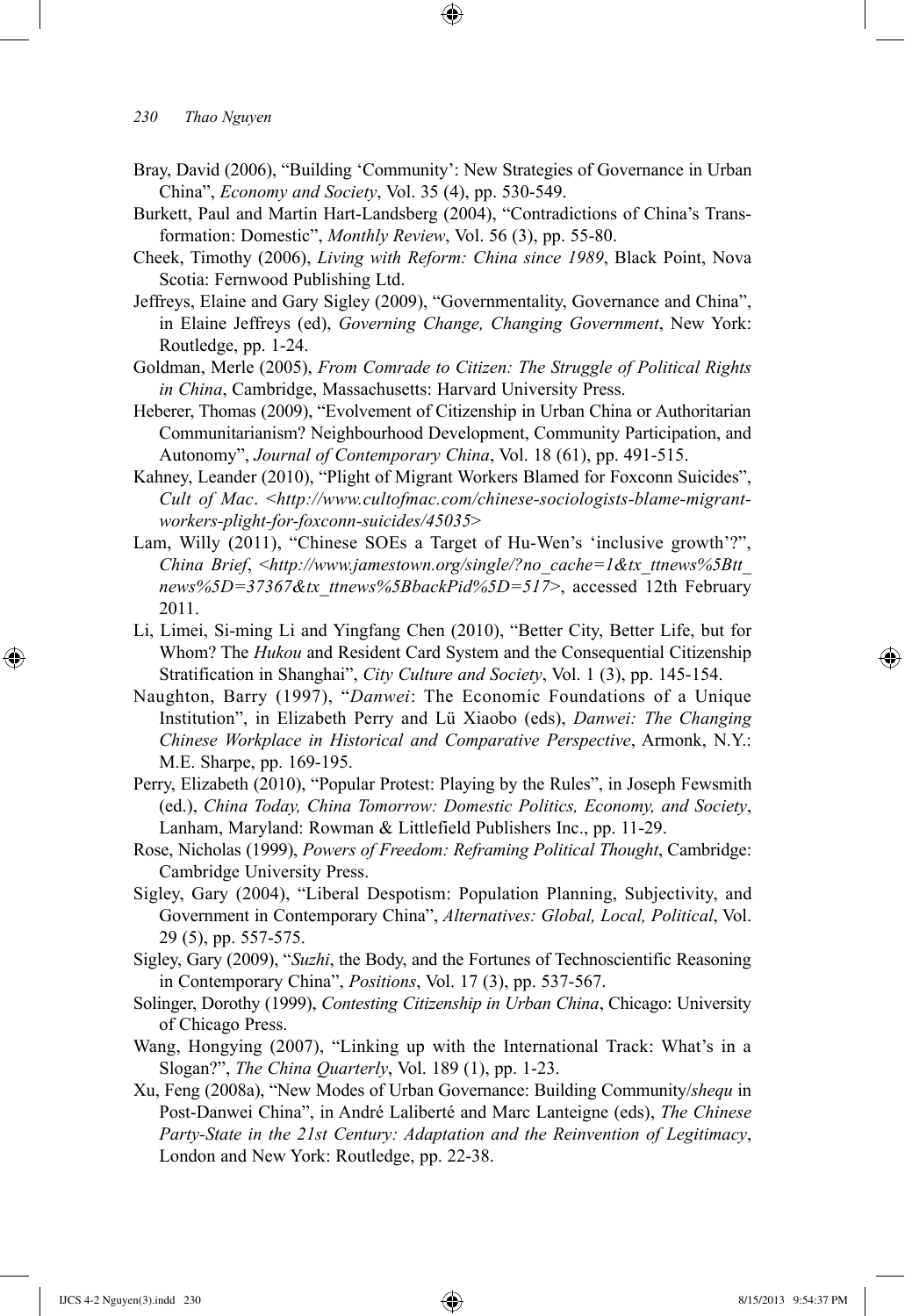Bray, David (2006), "Building 'Community': New Strategies of Governance in Urban China", *Economy and Society*, Vol. 35 (4), pp. 530-549.

Burkett, Paul and Martin Hart-Landsberg (2004), "Contradictions of China's Transformation: Domestic", *Monthly Review*, Vol. 56 (3), pp. 55-80.

Cheek, Timothy (2006), *Living with Reform: China since 1989*, Black Point, Nova Scotia: Fernwood Publishing Ltd.

Jeffreys, Elaine and Gary Sigley (2009), "Governmentality, Governance and China", in Elaine Jeffreys (ed), *Governing Change, Changing Government*, New York: Routledge, pp. 1-24.

Goldman, Merle (2005), *From Comrade to Citizen: The Struggle of Political Rights in China*, Cambridge, Massachusetts: Harvard University Press.

Heberer, Thomas (2009), "Evolvement of Citizenship in Urban China or Authoritarian Communitarianism? Neighbourhood Development, Community Participation, and Autonomy", *Journal of Contemporary China*, Vol. 18 (61), pp. 491-515.

Kahney, Leander (2010), "Plight of Migrant Workers Blamed for Foxconn Suicides", *Cult of Mac*. *<http://www.cultofmac.com/chinese-sociologists-blame-migrant-workers-plight-for-foxconn-suicides/45035>*

Lam, Willy (2011), "Chinese SOEs a Target of Hu-Wen's 'inclusive growth'?", *China Brief*, *<http://www.jamestown.org/single/?no_cache=1&tx_ttnews%5Btt_news%5D=37367&tx_ttnews%5BbackPid%5D=517>*, accessed 12th February 2011.

Li, Limei, Si-ming Li and Yingfang Chen (2010), "Better City, Better Life, but for Whom? The *Hukou* and Resident Card System and the Consequential Citizenship Stratification in Shanghai", *City Culture and Society*, Vol. 1 (3), pp. 145-154.

Naughton, Barry (1997), "*Danwei*: The Economic Foundations of a Unique Institution", in Elizabeth Perry and Lü Xiaobo (eds), *Danwei: The Changing Chinese Workplace in Historical and Comparative Perspective*, Armonk, N.Y.: M.E. Sharpe, pp. 169-195.

Perry, Elizabeth (2010), "Popular Protest: Playing by the Rules", in Joseph Fewsmith (ed.), *China Today, China Tomorrow: Domestic Politics, Economy, and Society*, Lanham, Maryland: Rowman & Littlefield Publishers Inc., pp. 11-29.

Rose, Nicholas (1999), *Powers of Freedom: Reframing Political Thought*, Cambridge: Cambridge University Press.

Sigley, Gary (2004), "Liberal Despotism: Population Planning, Subjectivity, and Government in Contemporary China", *Alternatives: Global, Local, Political*, Vol. 29 (5), pp. 557-575.

Sigley, Gary (2009), "*Suzhi*, the Body, and the Fortunes of Technoscientific Reasoning in Contemporary China", *Positions*, Vol. 17 (3), pp. 537-567.

Solinger, Dorothy (1999), *Contesting Citizenship in Urban China*, Chicago: University of Chicago Press.

Wang, Hongying (2007), "Linking up with the International Track: What's in a Slogan?", *The China Quarterly*, Vol. 189 (1), pp. 1-23.

Xu, Feng (2008a), "New Modes of Urban Governance: Building Community/*shequ* in Post-Danwei China", in André Laliberté and Marc Lanteigne (eds), *The Chinese Party-State in the 21st Century: Adaptation and the Reinvention of Legitimacy*, London and New York: Routledge, pp. 22-38.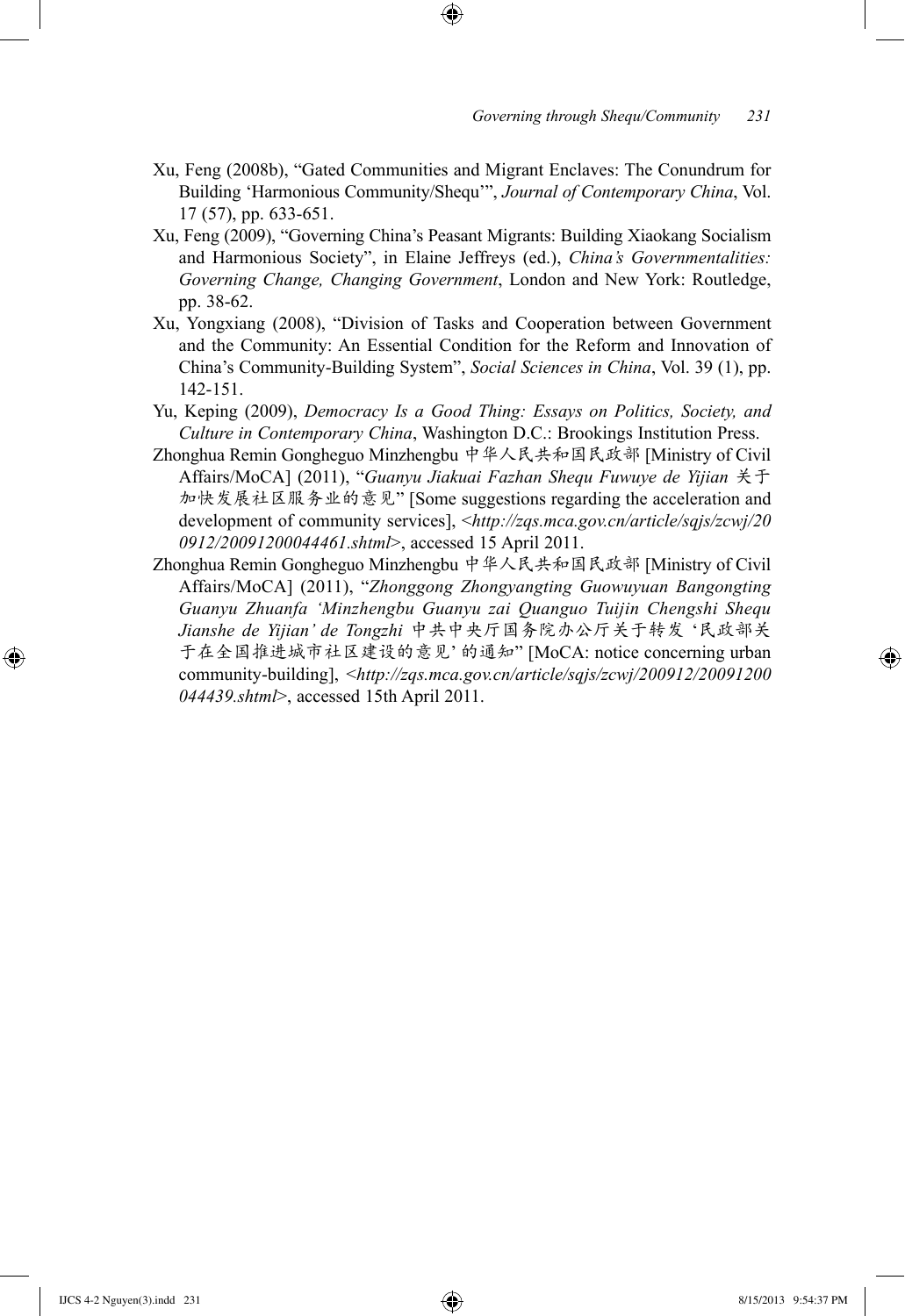Xu, Feng (2008b), "Gated Communities and Migrant Enclaves: The Conundrum for Building 'Harmonious Community/Shequ'", *Journal of Contemporary China*, Vol. 17 (57), pp. 633-651.

Xu, Feng (2009), "Governing China's Peasant Migrants: Building Xiaokang Socialism and Harmonious Society", in Elaine Jeffreys (ed.), *China's Governmentalities: Governing Change, Changing Government*, London and New York: Routledge, pp. 38-62.

Xu, Yongxiang (2008), "Division of Tasks and Cooperation between Government and the Community: An Essential Condition for the Reform and Innovation of China's Community-Building System", *Social Sciences in China*, Vol. 39 (1), pp. 142-151.

Yu, Keping (2009), *Democracy Is a Good Thing: Essays on Politics, Society, and Culture in Contemporary China*, Washington D.C.: Brookings Institution Press.

Zhonghua Remin Gongheguo Minzhengbu 中华人民共和国民政部 [Ministry of Civil Affairs/MoCA] (2011), "*Guanyu Jiakuai Fazhan Shequ Fuwuye de Yijian* 关于加快发展社区服务业的意见" [Some suggestions regarding the acceleration and development of community services], <*http://zqs.mca.gov.cn/article/sqjs/zcwj/200912/20091200044461.shtml*>, accessed 15 April 2011.

Zhonghua Remin Gongheguo Minzhengbu 中华人民共和国民政部 [Ministry of Civil Affairs/MoCA] (2011), "*Zhonggong Zhongyangting Guowuyuan Bangongting Guanyu Zhuanfa 'Minzhengbu Guanyu zai Quanguo Tuijin Chengshi Shequ Jianshe de Yijian' de Tongzhi* 中共中央厅国务院办公厅关于转发'民政部关于在全国推进城市社区建设的意见'的通知" [MoCA: notice concerning urban community-building], <*http://zqs.mca.gov.cn/article/sqjs/zcwj/200912/20091200044439.shtml*>, accessed 15th April 2011.